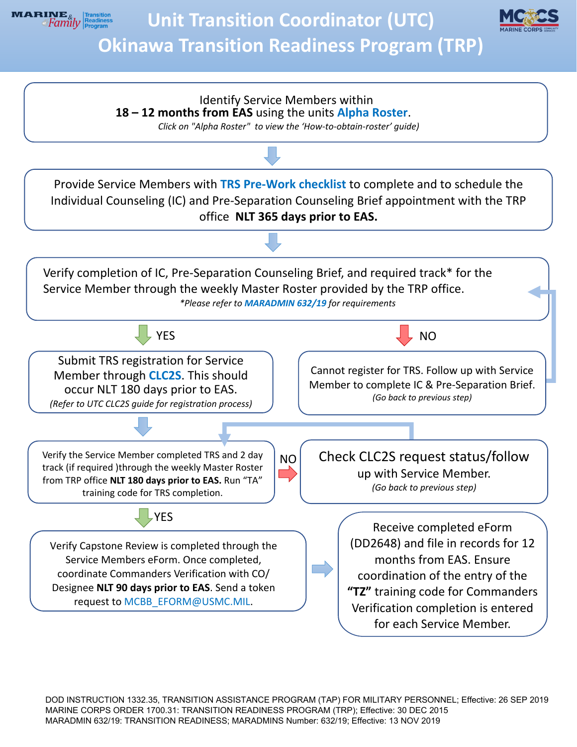# Unit Transition Coordinator (UTC)

# Okinawa Transition Readiness Program (TRP)

Identify Service Members within **18 – 12 months from EAS** using the units **Alpha Roster**.

*Click on "Alpha Roster" to view the 'How-to-obtain-roster' guide)*

↓

Provide Service Members with **TRS Pre-Work checklist** to complete and to schedule the Individual Counseling (IC) and Pre-Separation Counseling Brief appointment with the TRP office **NLT 365 days prior to EAS.**

↓

Verify completion of IC, Pre-Separation Counseling Brief, and required track* for the Service Member through the weekly Master Roster provided by the TRP office.

*\*Please refer to* ***MARADMIN 632/19*** *for requirements*

**YES** → Submit TRS registration for Service Member through **CLC2S**. This should occur NLT 180 days prior to EAS.

*(Refer to UTC CLC2S guide for registration process)*

**NO** → Cannot register for TRS. Follow up with Service Member to complete IC & Pre-Separation Brief.

*(Go back to previous step)*

↓

Verify the Service Member completed TRS and 2 day track (if required )through the weekly Master Roster from TRP office **NLT 180 days prior to EAS.** Run "TA" training code for TRS completion.

**NO** → Check CLC2S request status/follow up with Service Member.

*(Go back to previous step)*

**YES** ↓

Verify Capstone Review is completed through the Service Members eForm. Once completed, coordinate Commanders Verification with CO/ Designee **NLT 90 days prior to EAS**. Send a token request to MCBB_EFORM@USMC.MIL.

→

Receive completed eForm (DD2648) and file in records for 12 months from EAS. Ensure coordination of the entry of the **"TZ"** training code for Commanders Verification completion is entered for each Service Member.

DOD INSTRUCTION 1332.35, TRANSITION ASSISTANCE PROGRAM (TAP) FOR MILITARY PERSONNEL; Effective: 26 SEP 2019
MARINE CORPS ORDER 1700.31: TRANSITION READINESS PROGRAM (TRP); Effective: 30 DEC 2015
MARADMIN 632/19: TRANSITION READINESS; MARADMINS Number: 632/19; Effective: 13 NOV 2019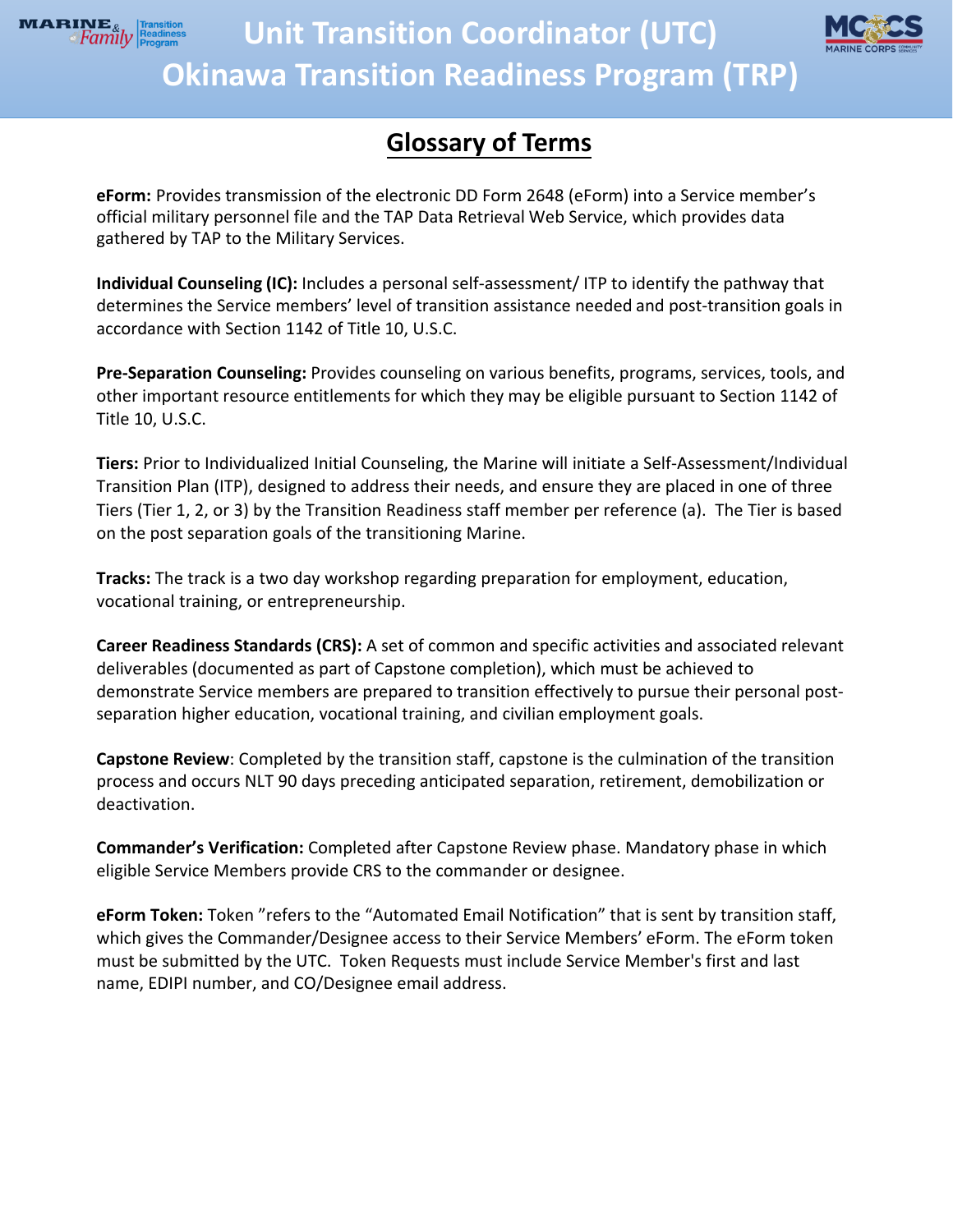# Glossary of Terms

**eForm:** Provides transmission of the electronic DD Form 2648 (eForm) into a Service member's official military personnel file and the TAP Data Retrieval Web Service, which provides data gathered by TAP to the Military Services.

**Individual Counseling (IC):** Includes a personal self-assessment/ ITP to identify the pathway that determines the Service members' level of transition assistance needed and post-transition goals in accordance with Section 1142 of Title 10, U.S.C.

**Pre-Separation Counseling:** Provides counseling on various benefits, programs, services, tools, and other important resource entitlements for which they may be eligible pursuant to Section 1142 of Title 10, U.S.C.

**Tiers:** Prior to Individualized Initial Counseling, the Marine will initiate a Self-Assessment/Individual Transition Plan (ITP), designed to address their needs, and ensure they are placed in one of three Tiers (Tier 1, 2, or 3) by the Transition Readiness staff member per reference (a). The Tier is based on the post separation goals of the transitioning Marine.

**Tracks:** The track is a two day workshop regarding preparation for employment, education, vocational training, or entrepreneurship.

**Career Readiness Standards (CRS):** A set of common and specific activities and associated relevant deliverables (documented as part of Capstone completion), which must be achieved to demonstrate Service members are prepared to transition effectively to pursue their personal post-separation higher education, vocational training, and civilian employment goals.

**Capstone Review**: Completed by the transition staff, capstone is the culmination of the transition process and occurs NLT 90 days preceding anticipated separation, retirement, demobilization or deactivation.

**Commander's Verification:** Completed after Capstone Review phase. Mandatory phase in which eligible Service Members provide CRS to the commander or designee.

**eForm Token:** Token "refers to the "Automated Email Notification" that is sent by transition staff, which gives the Commander/Designee access to their Service Members' eForm. The eForm token must be submitted by the UTC. Token Requests must include Service Member's first and last name, EDIPI number, and CO/Designee email address.